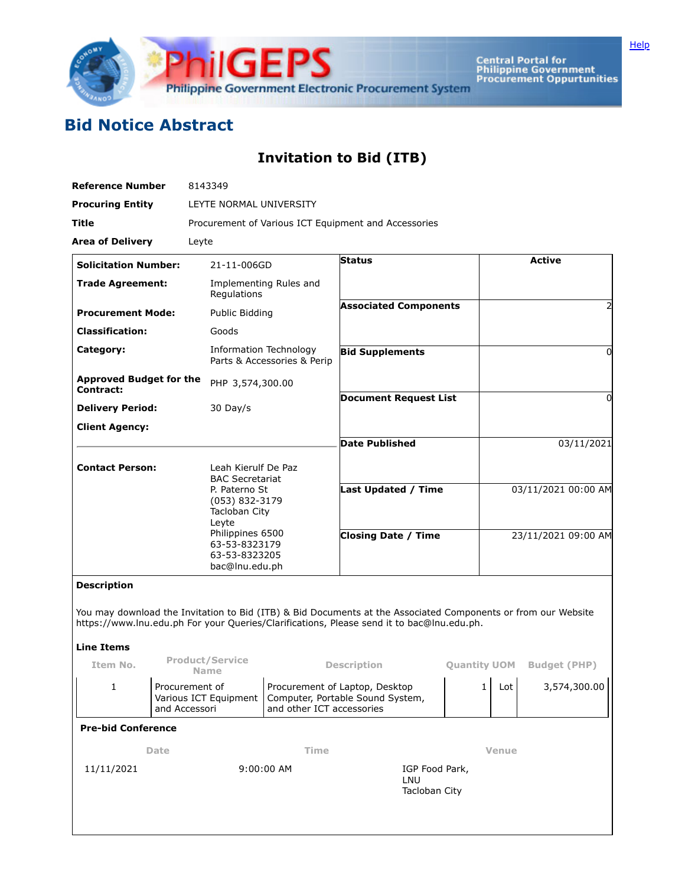# Bid Notice Abstract

## Invitation to Bid (ITB)

| | |
|---|---|
| **Reference Number** | 8143349 |
| **Procuring Entity** | LEYTE NORMAL UNIVERSITY |
| **Title** | Procurement of Various ICT Equipment and Accessories |
| **Area of Delivery** | Leyte |

| | |
|---|---|
| **Solicitation Number:** | 21-11-006GD |
| **Trade Agreement:** | Implementing Rules and Regulations |
| **Procurement Mode:** | Public Bidding |
| **Classification:** | Goods |
| **Category:** | Information Technology Parts & Accessories & Perip |
| **Approved Budget for the Contract:** | PHP 3,574,300.00 |
| **Delivery Period:** | 30 Day/s |
| **Client Agency:** | |
| **Contact Person:** | Leah Kierulf De Paz<br>BAC Secretariat<br>P. Paterno St<br>(053) 832-3179<br>Tacloban City<br>Leyte<br>Philippines 6500<br>63-53-8323179<br>63-53-8323205<br>bac@lnu.edu.ph |

| | |
|---|---|
| **Status** | Active |
| **Associated Components** | 2 |
| **Bid Supplements** | 0 |
| **Document Request List** | 0 |
| **Date Published** | 03/11/2021 |
| **Last Updated / Time** | 03/11/2021 00:00 AM |
| **Closing Date / Time** | 23/11/2021 09:00 AM |

**Description**

You may download the Invitation to Bid (ITB) & Bid Documents at the Associated Components or from our Website https://www.lnu.edu.ph For your Queries/Clarifications, Please send it to bac@lnu.edu.ph.

**Line Items**

| Item No. | Product/Service Name | Description | Quantity | UOM | Budget (PHP) |
|---|---|---|---|---|---|
| 1 | Procurement of Various ICT Equipment and Accessori | Procurement of Laptop, Desktop Computer, Portable Sound System, and other ICT accessories | 1 | Lot | 3,574,300.00 |

**Pre-bid Conference**

| Date | Time | Venue |
|---|---|---|
| 11/11/2021 | 9:00:00 AM | IGP Food Park, LNU Tacloban City |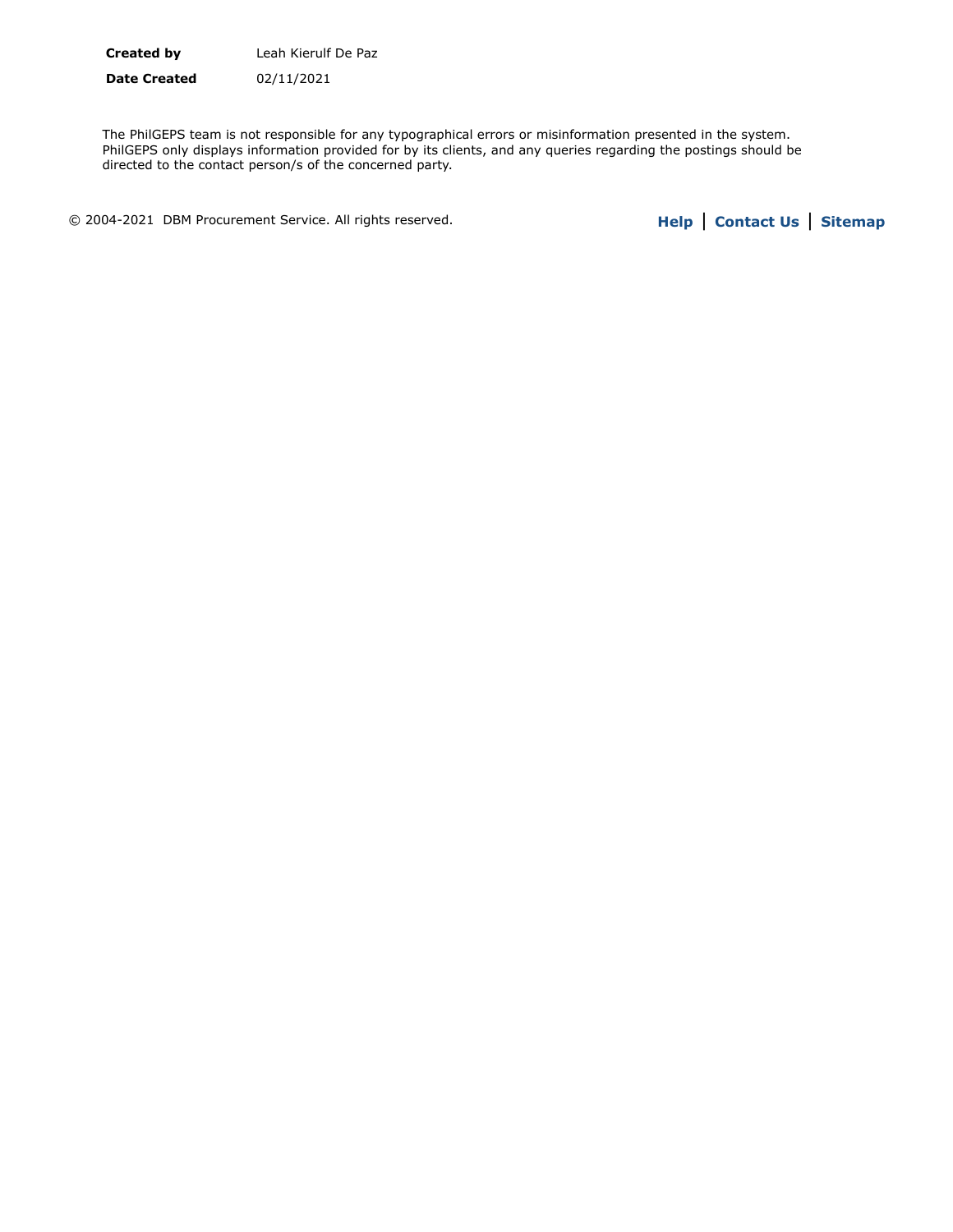| | |
|---|---|
| **Created by** | Leah Kierulf De Paz |
| **Date Created** | 02/11/2021 |

The PhilGEPS team is not responsible for any typographical errors or misinformation presented in the system. PhilGEPS only displays information provided for by its clients, and any queries regarding the postings should be directed to the contact person/s of the concerned party.

© 2004-2021 DBM Procurement Service. All rights reserved.

**Help** | **Contact Us** | **Sitemap**